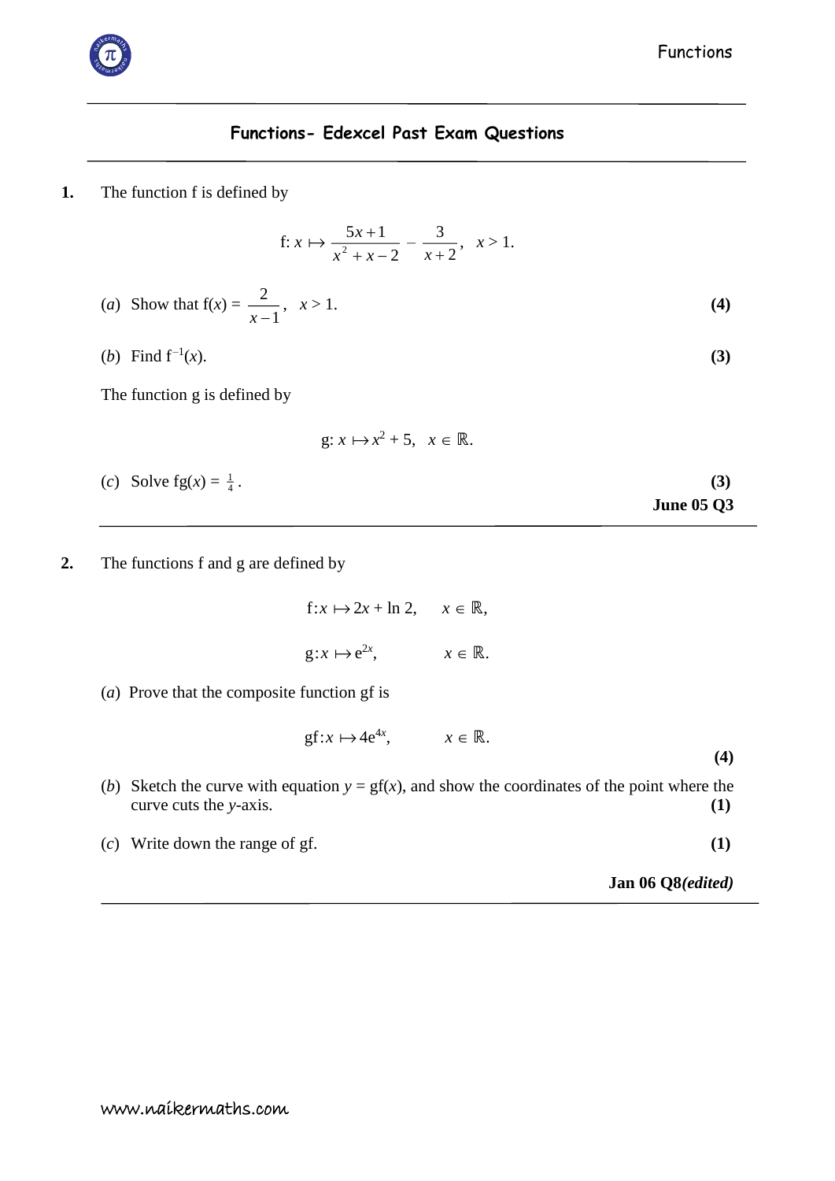## Functions- Edexcel Past Exam Questions

**1.** The function f is defined by

$$\text{f}: x \mapsto \frac{5x+1}{x^2+x-2} - \frac{3}{x+2}, \quad x > 1.$$

(*a*) Show that $\text{f}(x) = \dfrac{2}{x-1}$, $x > 1$. **(4)**

(*b*) Find $\text{f}^{-1}(x)$. **(3)**

The function g is defined by

$$\text{g}: x \mapsto x^2 + 5, \quad x \in \mathbb{R}.$$

(*c*) Solve $\text{fg}(x) = \frac{1}{4}$. **(3)**

**June 05 Q3**

---

**2.** The functions f and g are defined by

$$\text{f}: x \mapsto 2x + \ln 2, \quad x \in \mathbb{R},$$

$$\text{g}: x \mapsto \text{e}^{2x}, \quad x \in \mathbb{R}.$$

(*a*) Prove that the composite function gf is

$$\text{gf}: x \mapsto 4\text{e}^{4x}, \quad x \in \mathbb{R}.$$

**(4)**

(*b*) Sketch the curve with equation $y = \text{gf}(x)$, and show the coordinates of the point where the curve cuts the $y$-axis. **(1)**

(*c*) Write down the range of gf. **(1)**

**Jan 06 Q8*(edited)***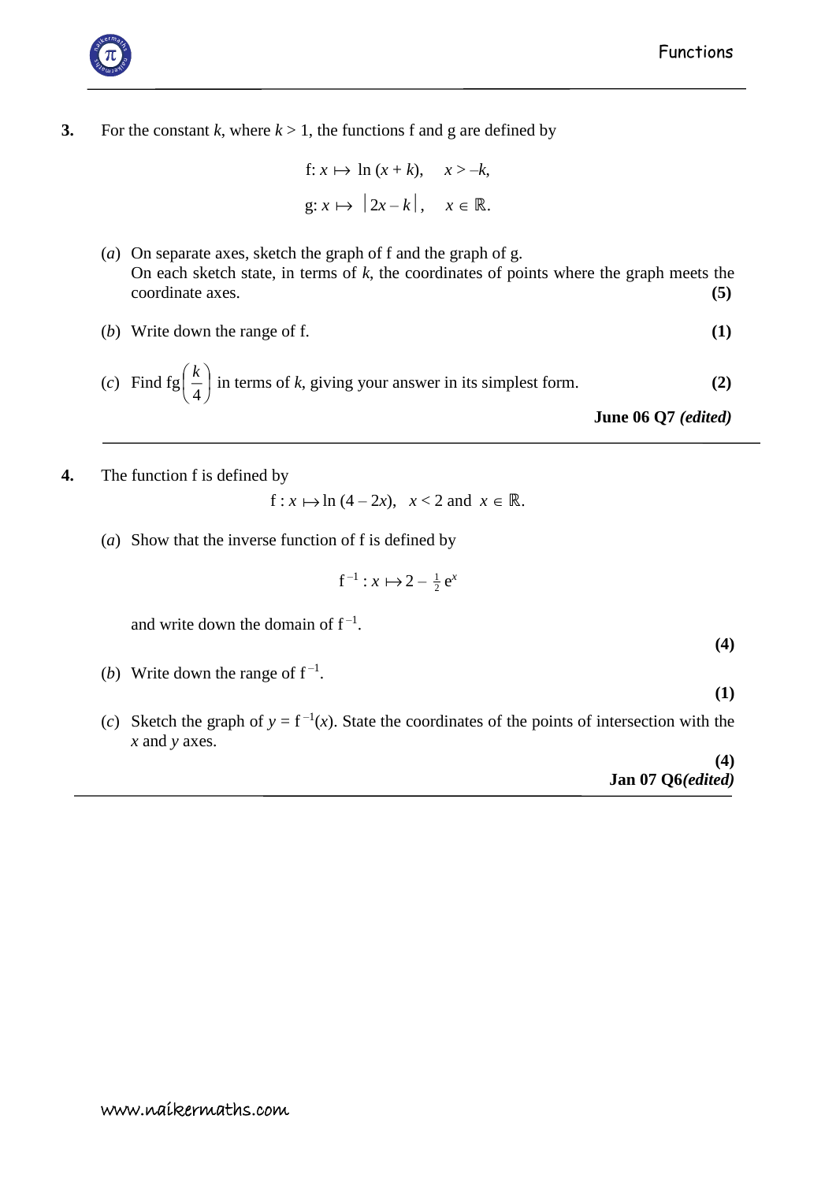**3.** For the constant $k$, where $k > 1$, the functions f and g are defined by

$$\text{f}: x \mapsto \ln(x + k), \quad x > -k,$$

$$\text{g}: x \mapsto |2x - k|, \quad x \in \mathbb{R}.$$

(*a*) On separate axes, sketch the graph of f and the graph of g.
On each sketch state, in terms of $k$, the coordinates of points where the graph meets the coordinate axes. **(5)**

(*b*) Write down the range of f. **(1)**

(*c*) Find $\text{fg}\left(\frac{k}{4}\right)$ in terms of $k$, giving your answer in its simplest form. **(2)**

**June 06 Q7 *(edited)***

---

**4.** The function f is defined by

$$\text{f} : x \mapsto \ln(4 - 2x), \quad x < 2 \text{ and } x \in \mathbb{R}.$$

(*a*) Show that the inverse function of f is defined by

$$\text{f}^{-1} : x \mapsto 2 - \tfrac{1}{2}\text{e}^x$$

and write down the domain of $\text{f}^{-1}$.

**(4)**

(*b*) Write down the range of $\text{f}^{-1}$.

**(1)**

(*c*) Sketch the graph of $y = \text{f}^{-1}(x)$. State the coordinates of the points of intersection with the $x$ and $y$ axes.

**(4)**

**Jan 07 Q6*(edited)***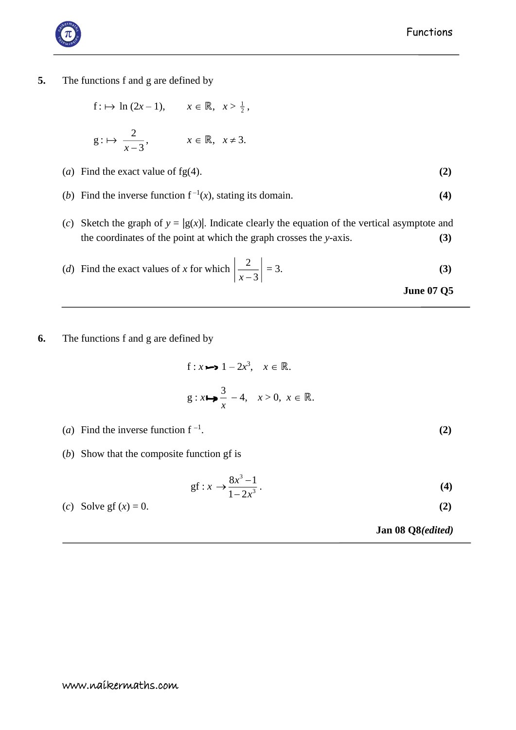**5.** The functions f and g are defined by

$$\text{f} : \mapsto \ln(2x - 1), \qquad x \in \mathbb{R}, \quad x > \tfrac{1}{2},$$

$$\text{g} : \mapsto \frac{2}{x-3}, \qquad x \in \mathbb{R}, \quad x \neq 3.$$

(*a*) Find the exact value of fg(4). **(2)**

(*b*) Find the inverse function $\text{f}^{-1}(x)$, stating its domain. **(4)**

(*c*) Sketch the graph of $y = |\text{g}(x)|$. Indicate clearly the equation of the vertical asymptote and the coordinates of the point at which the graph crosses the $y$-axis. **(3)**

(*d*) Find the exact values of $x$ for which $\left|\frac{2}{x-3}\right| = 3$. **(3)**

**June 07 Q5**

---

**6.** The functions f and g are defined by

$$\text{f} : x \mapsto 1 - 2x^3, \quad x \in \mathbb{R}.$$

$$\text{g} : x \mapsto \frac{3}{x} - 4, \quad x > 0, \; x \in \mathbb{R}.$$

(*a*) Find the inverse function $\text{f}^{-1}$. **(2)**

(*b*) Show that the composite function gf is

$$\text{gf} : x \rightarrow \frac{8x^3 - 1}{1 - 2x^3}.$$ **(4)**

(*c*) Solve gf $(x) = 0$. **(2)**

**Jan 08 Q8*(edited)***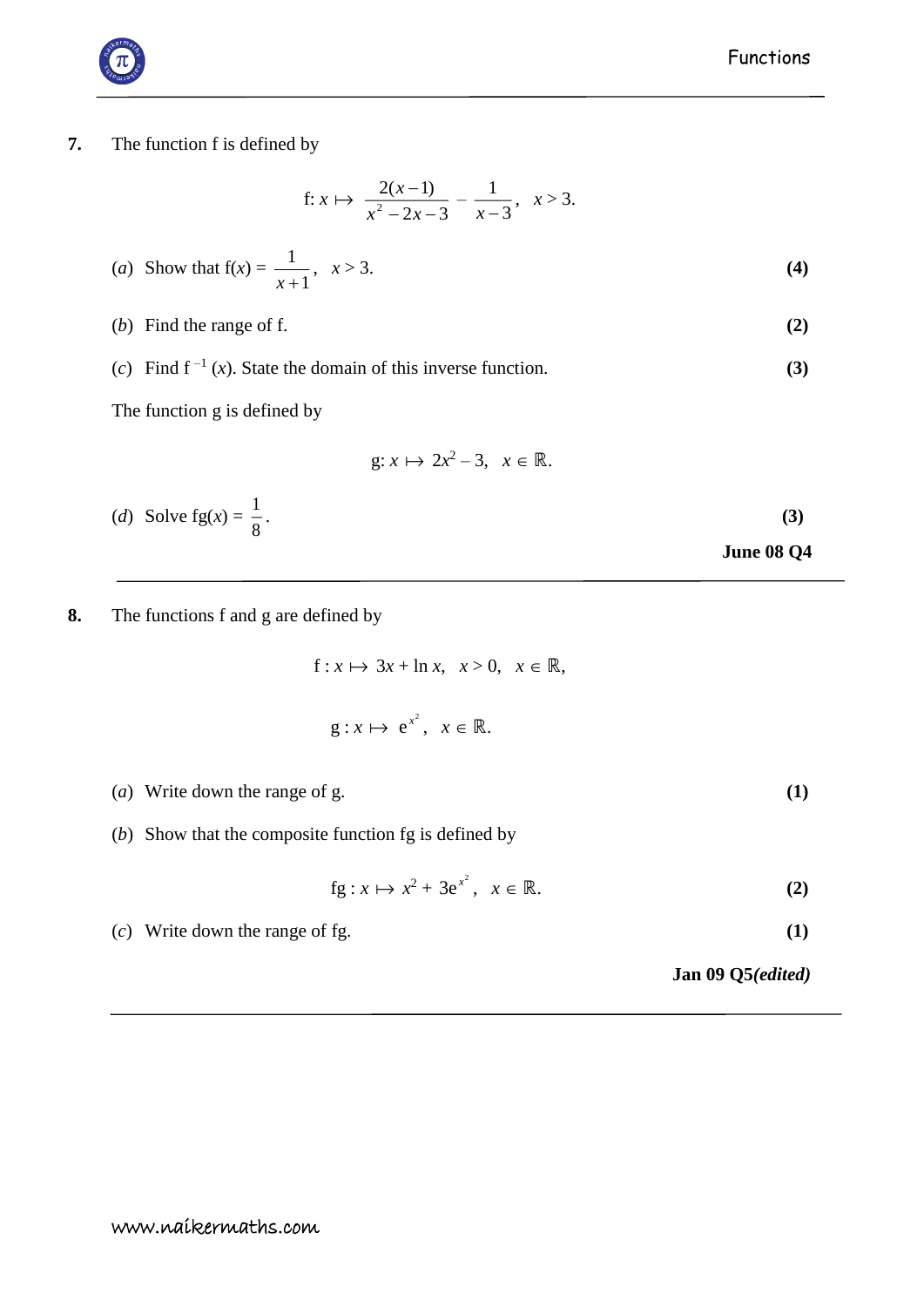**7.** The function f is defined by

$$\text{f}: x \mapsto \frac{2(x-1)}{x^2 - 2x - 3} - \frac{1}{x-3}, \quad x > 3.$$

(*a*) Show that $\text{f}(x) = \dfrac{1}{x+1}$, $x > 3$. **(4)**

(*b*) Find the range of f. **(2)**

(*c*) Find $\text{f}^{-1}(x)$. State the domain of this inverse function. **(3)**

The function g is defined by

$$\text{g}: x \mapsto 2x^2 - 3, \quad x \in \mathbb{R}.$$

(*d*) Solve $\text{fg}(x) = \dfrac{1}{8}$. **(3)**

**June 08 Q4**

---

**8.** The functions f and g are defined by

$$\text{f} : x \mapsto 3x + \ln x, \quad x > 0, \quad x \in \mathbb{R},$$

$$\text{g} : x \mapsto \text{e}^{x^2}, \quad x \in \mathbb{R}.$$

(*a*) Write down the range of g. **(1)**

(*b*) Show that the composite function fg is defined by

$$\text{fg} : x \mapsto x^2 + 3\text{e}^{x^2}, \quad x \in \mathbb{R}.$$ **(2)**

(*c*) Write down the range of fg. **(1)**

**Jan 09 Q5*(edited)***

---

www.naikermaths.com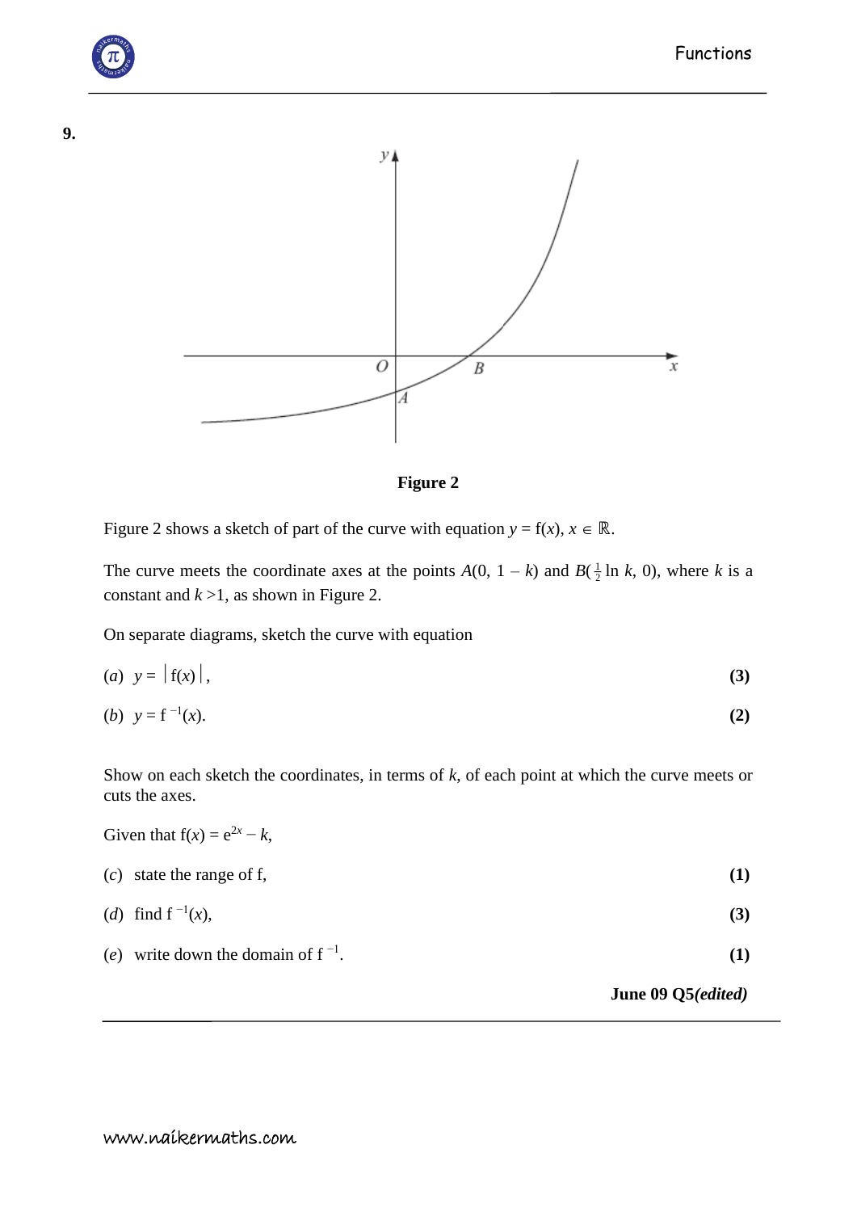**9.**

**Figure 2**

Figure 2 shows a sketch of part of the curve with equation $y = \text{f}(x)$, $x \in \mathbb{R}$.

The curve meets the coordinate axes at the points $A(0,\ 1 - k)$ and $B(\frac{1}{2}\ln k,\ 0)$, where $k$ is a constant and $k > 1$, as shown in Figure 2.

On separate diagrams, sketch the curve with equation

(*a*) $y = |\text{f}(x)|$, **(3)**

(*b*) $y = \text{f}^{-1}(x)$. **(2)**

Show on each sketch the coordinates, in terms of $k$, of each point at which the curve meets or cuts the axes.

Given that $\text{f}(x) = \text{e}^{2x} - k$,

(*c*) state the range of f, **(1)**

(*d*) find $\text{f}^{-1}(x)$, **(3)**

(*e*) write down the domain of $\text{f}^{-1}$. **(1)**

**June 09 Q5*(edited)***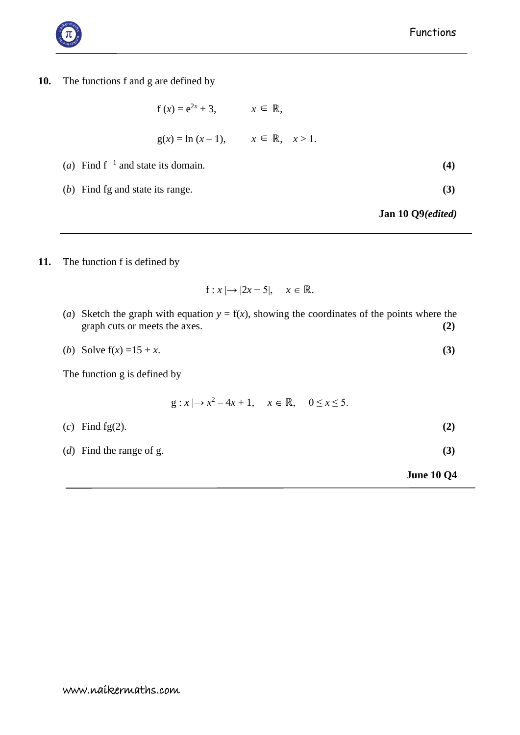**10.** The functions f and g are defined by

$$f(x) = e^{2x} + 3, \qquad x \in \mathbb{R},$$

$$g(x) = \ln(x - 1), \qquad x \in \mathbb{R}, \quad x > 1.$$

(*a*) Find $f^{-1}$ and state its domain. **(4)**

(*b*) Find fg and state its range. **(3)**

**Jan 10 Q9*(edited)***

---

**11.** The function f is defined by

$$f : x \mapsto |2x - 5|, \quad x \in \mathbb{R}.$$

(*a*) Sketch the graph with equation $y = f(x)$, showing the coordinates of the points where the graph cuts or meets the axes. **(2)**

(*b*) Solve $f(x) = 15 + x$. **(3)**

The function g is defined by

$$g : x \mapsto x^2 - 4x + 1, \quad x \in \mathbb{R}, \quad 0 \leq x \leq 5.$$

(*c*) Find fg(2). **(2)**

(*d*) Find the range of g. **(3)**

**June 10 Q4**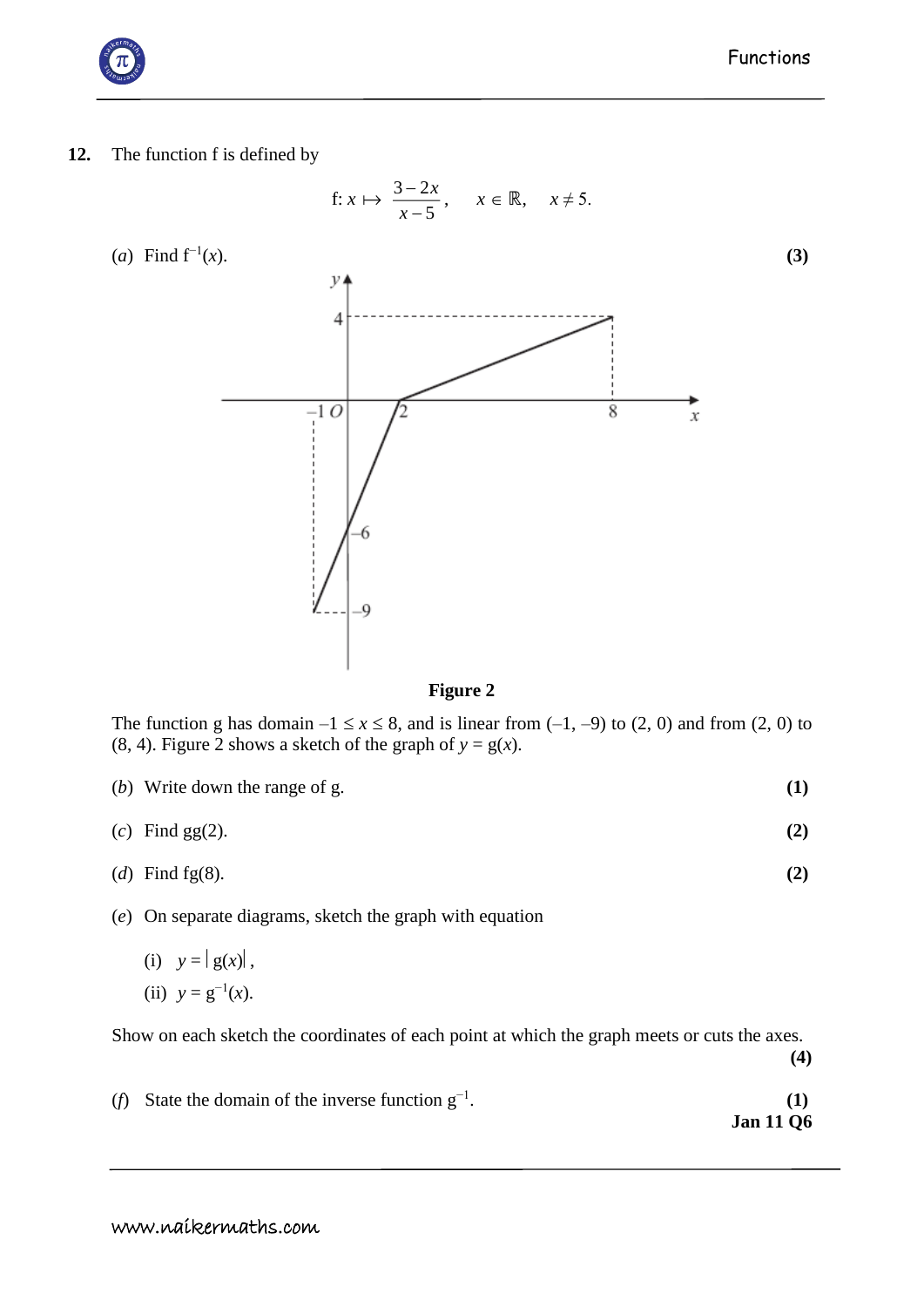**12.** The function f is defined by

$$\text{f}: x \mapsto \frac{3-2x}{x-5}, \quad x \in \mathbb{R}, \quad x \neq 5.$$

(*a*) Find $\text{f}^{-1}(x)$. **(3)**

**Figure 2**

The function g has domain $-1 \leq x \leq 8$, and is linear from $(-1, -9)$ to $(2, 0)$ and from $(2, 0)$ to $(8, 4)$. Figure 2 shows a sketch of the graph of $y = \text{g}(x)$.

(*b*) Write down the range of g. **(1)**

(*c*) Find gg(2). **(2)**

(*d*) Find fg(8). **(2)**

(*e*) On separate diagrams, sketch the graph with equation

(i) $y = |\text{g}(x)|$,

(ii) $y = \text{g}^{-1}(x)$.

Show on each sketch the coordinates of each point at which the graph meets or cuts the axes. **(4)**

(*f*) State the domain of the inverse function $\text{g}^{-1}$. **(1)**

**Jan 11 Q6**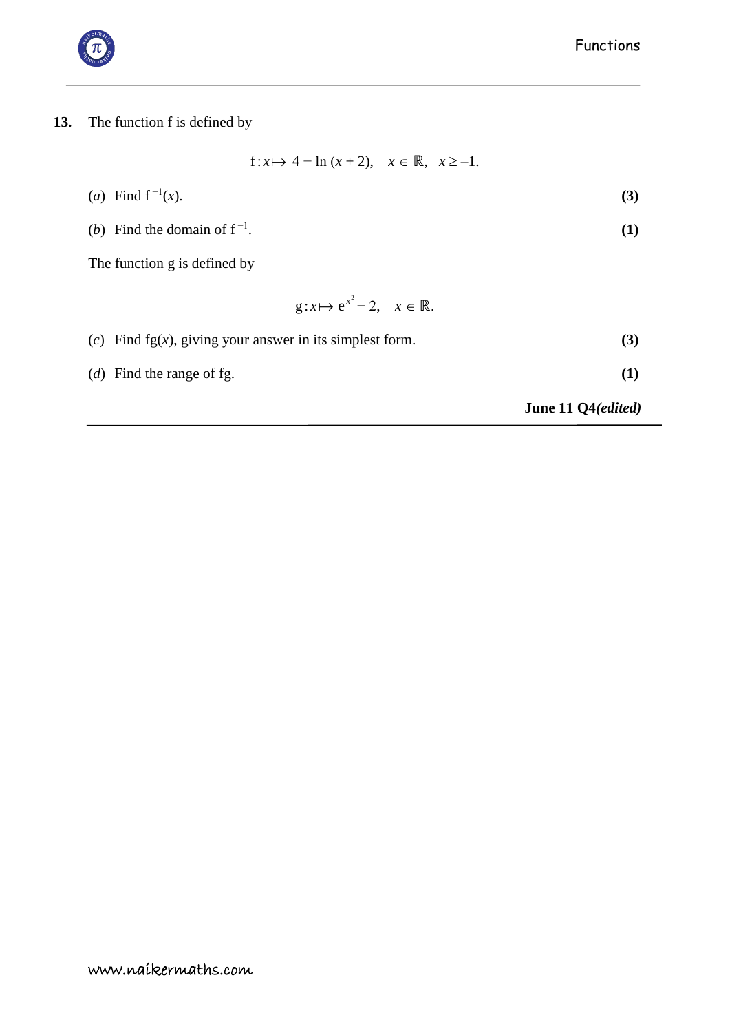**13.** The function f is defined by

$$\mathrm{f}: x \mapsto 4 - \ln(x + 2), \quad x \in \mathbb{R}, \quad x \geq -1.$$

(*a*) Find $\mathrm{f}^{-1}(x)$. **(3)**

(*b*) Find the domain of $\mathrm{f}^{-1}$. **(1)**

The function g is defined by

$$\mathrm{g}: x \mapsto \mathrm{e}^{x^2} - 2, \quad x \in \mathbb{R}.$$

(*c*) Find $\mathrm{fg}(x)$, giving your answer in its simplest form. **(3)**

(*d*) Find the range of fg. **(1)**

**June 11 Q4*(edited)***